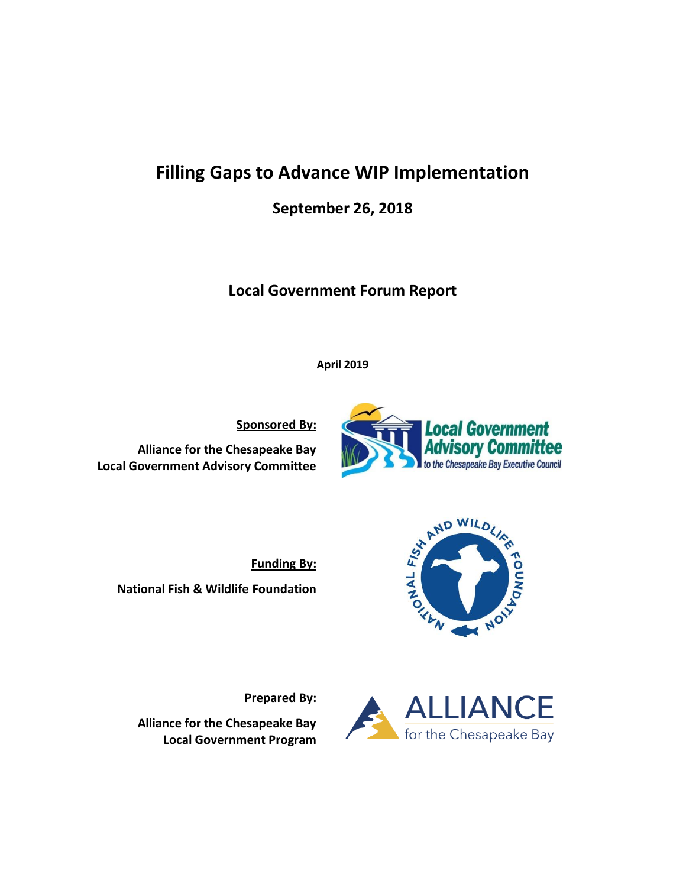# Filling Gaps to Advance WIP Implementation

## September 26, 2018

## Local Government Forum Report

**April 2019**

**Sponsored By:**

**Alliance for the Chesapeake Bay**
**Local Government Advisory Committee**

**Funding By:**

**National Fish & Wildlife Foundation**

**Prepared By:**

**Alliance for the Chesapeake Bay**
**Local Government Program**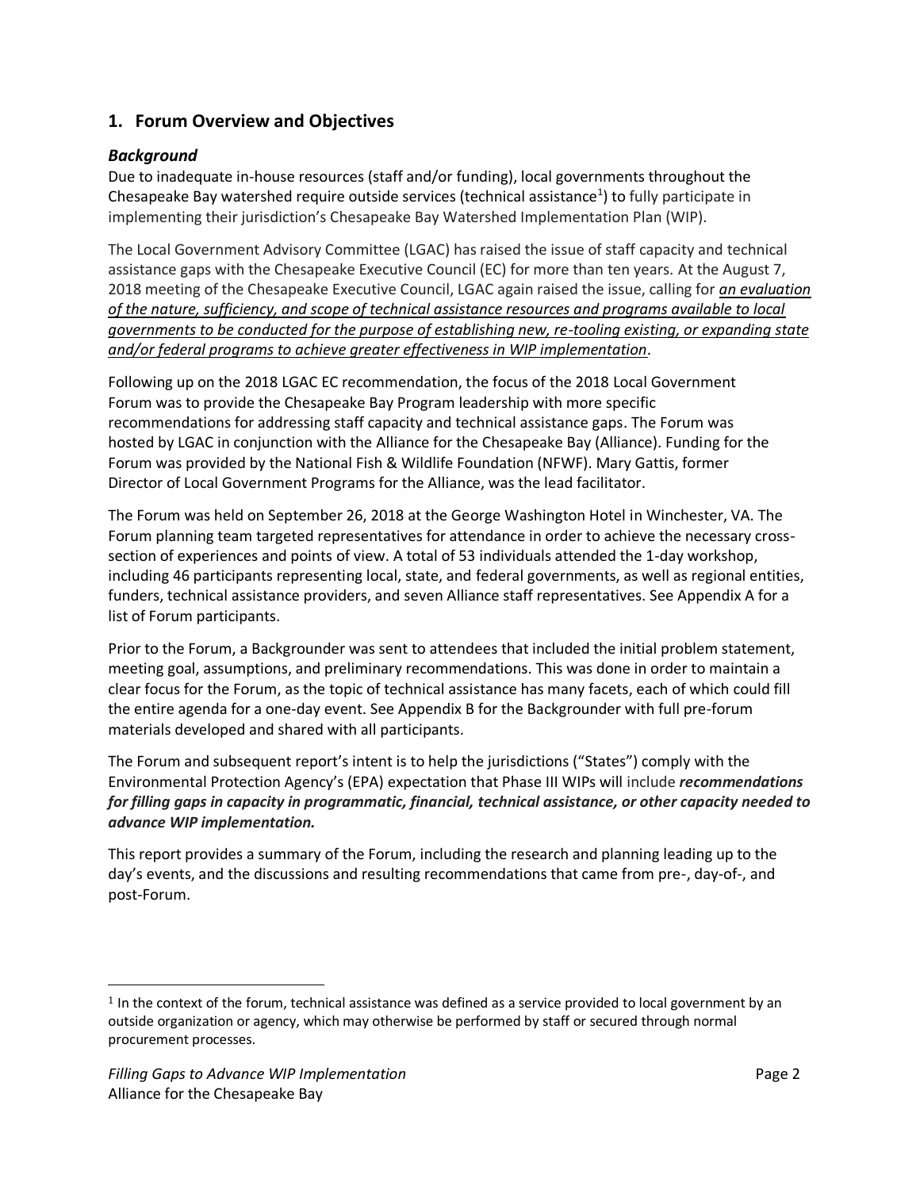## 1. Forum Overview and Objectives

### *Background*

Due to inadequate in-house resources (staff and/or funding), local governments throughout the Chesapeake Bay watershed require outside services (technical assistance[1]) to fully participate in implementing their jurisdiction's Chesapeake Bay Watershed Implementation Plan (WIP).

The Local Government Advisory Committee (LGAC) has raised the issue of staff capacity and technical assistance gaps with the Chesapeake Executive Council (EC) for more than ten years. At the August 7, 2018 meeting of the Chesapeake Executive Council, LGAC again raised the issue, calling for *an evaluation of the nature, sufficiency, and scope of technical assistance resources and programs available to local governments to be conducted for the purpose of establishing new, re-tooling existing, or expanding state and/or federal programs to achieve greater effectiveness in WIP implementation*.

Following up on the 2018 LGAC EC recommendation, the focus of the 2018 Local Government Forum was to provide the Chesapeake Bay Program leadership with more specific recommendations for addressing staff capacity and technical assistance gaps. The Forum was hosted by LGAC in conjunction with the Alliance for the Chesapeake Bay (Alliance). Funding for the Forum was provided by the National Fish & Wildlife Foundation (NFWF). Mary Gattis, former Director of Local Government Programs for the Alliance, was the lead facilitator.

The Forum was held on September 26, 2018 at the George Washington Hotel in Winchester, VA. The Forum planning team targeted representatives for attendance in order to achieve the necessary cross-section of experiences and points of view. A total of 53 individuals attended the 1-day workshop, including 46 participants representing local, state, and federal governments, as well as regional entities, funders, technical assistance providers, and seven Alliance staff representatives. See Appendix A for a list of Forum participants.

Prior to the Forum, a Backgrounder was sent to attendees that included the initial problem statement, meeting goal, assumptions, and preliminary recommendations. This was done in order to maintain a clear focus for the Forum, as the topic of technical assistance has many facets, each of which could fill the entire agenda for a one-day event. See Appendix B for the Backgrounder with full pre-forum materials developed and shared with all participants.

The Forum and subsequent report's intent is to help the jurisdictions ("States") comply with the Environmental Protection Agency's (EPA) expectation that Phase III WIPs will include ***recommendations for filling gaps in capacity in programmatic, financial, technical assistance, or other capacity needed to advance WIP implementation.***

This report provides a summary of the Forum, including the research and planning leading up to the day's events, and the discussions and resulting recommendations that came from pre-, day-of-, and post-Forum.

---

[1] In the context of the forum, technical assistance was defined as a service provided to local government by an outside organization or agency, which may otherwise be performed by staff or secured through normal procurement processes.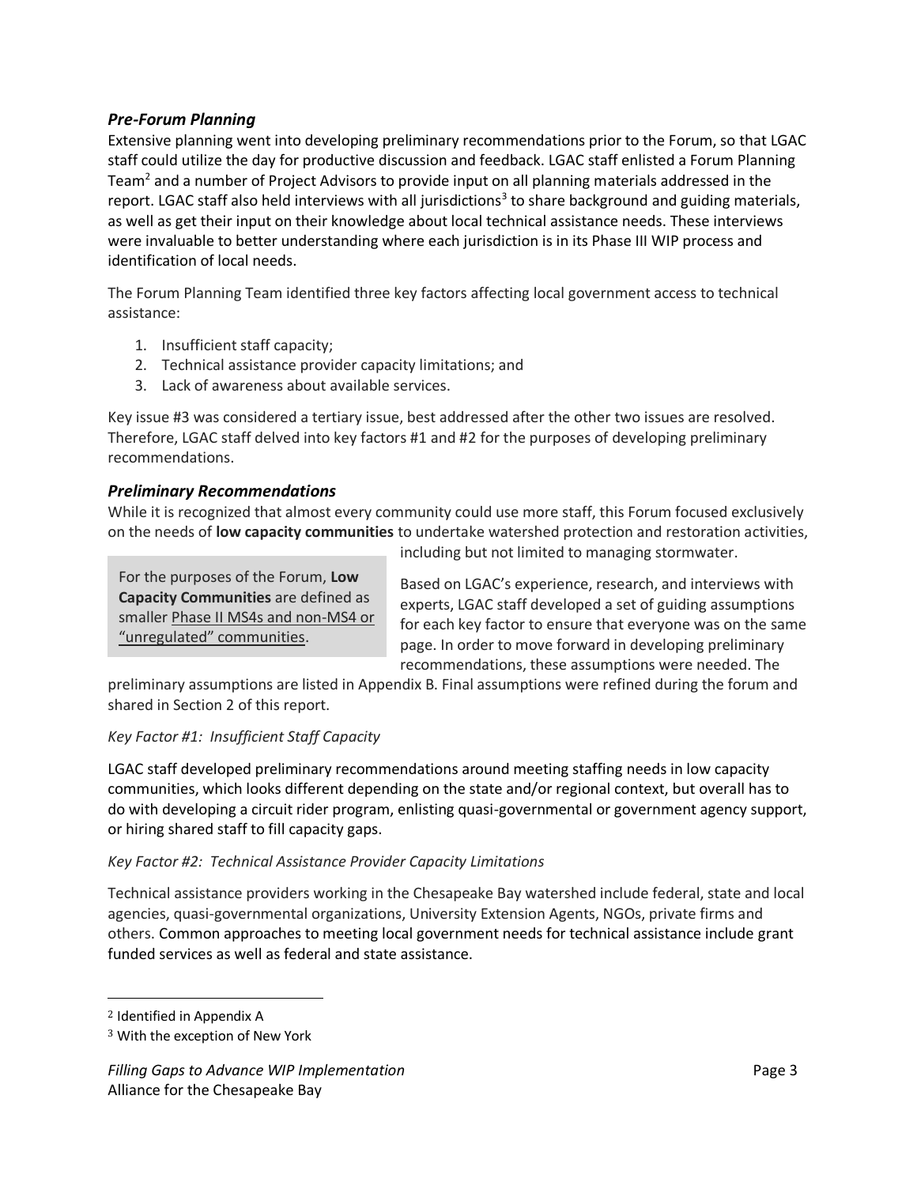### *Pre-Forum Planning*

Extensive planning went into developing preliminary recommendations prior to the Forum, so that LGAC staff could utilize the day for productive discussion and feedback. LGAC staff enlisted a Forum Planning Team[2] and a number of Project Advisors to provide input on all planning materials addressed in the report. LGAC staff also held interviews with all jurisdictions[3] to share background and guiding materials, as well as get their input on their knowledge about local technical assistance needs. These interviews were invaluable to better understanding where each jurisdiction is in its Phase III WIP process and identification of local needs.

The Forum Planning Team identified three key factors affecting local government access to technical assistance:

1. Insufficient staff capacity;
2. Technical assistance provider capacity limitations; and
3. Lack of awareness about available services.

Key issue #3 was considered a tertiary issue, best addressed after the other two issues are resolved. Therefore, LGAC staff delved into key factors #1 and #2 for the purposes of developing preliminary recommendations.

### *Preliminary Recommendations*

While it is recognized that almost every community could use more staff, this Forum focused exclusively on the needs of **low capacity communities** to undertake watershed protection and restoration activities, including but not limited to managing stormwater.

> For the purposes of the Forum, **Low Capacity Communities** are defined as smaller Phase II MS4s and non-MS4 or "unregulated" communities.

Based on LGAC's experience, research, and interviews with experts, LGAC staff developed a set of guiding assumptions for each key factor to ensure that everyone was on the same page. In order to move forward in developing preliminary recommendations, these assumptions were needed. The preliminary assumptions are listed in Appendix B. Final assumptions were refined during the forum and shared in Section 2 of this report.

*Key Factor #1: Insufficient Staff Capacity*

LGAC staff developed preliminary recommendations around meeting staffing needs in low capacity communities, which looks different depending on the state and/or regional context, but overall has to do with developing a circuit rider program, enlisting quasi-governmental or government agency support, or hiring shared staff to fill capacity gaps.

*Key Factor #2: Technical Assistance Provider Capacity Limitations*

Technical assistance providers working in the Chesapeake Bay watershed include federal, state and local agencies, quasi-governmental organizations, University Extension Agents, NGOs, private firms and others. Common approaches to meeting local government needs for technical assistance include grant funded services as well as federal and state assistance.

---

[2] Identified in Appendix A

[3] With the exception of New York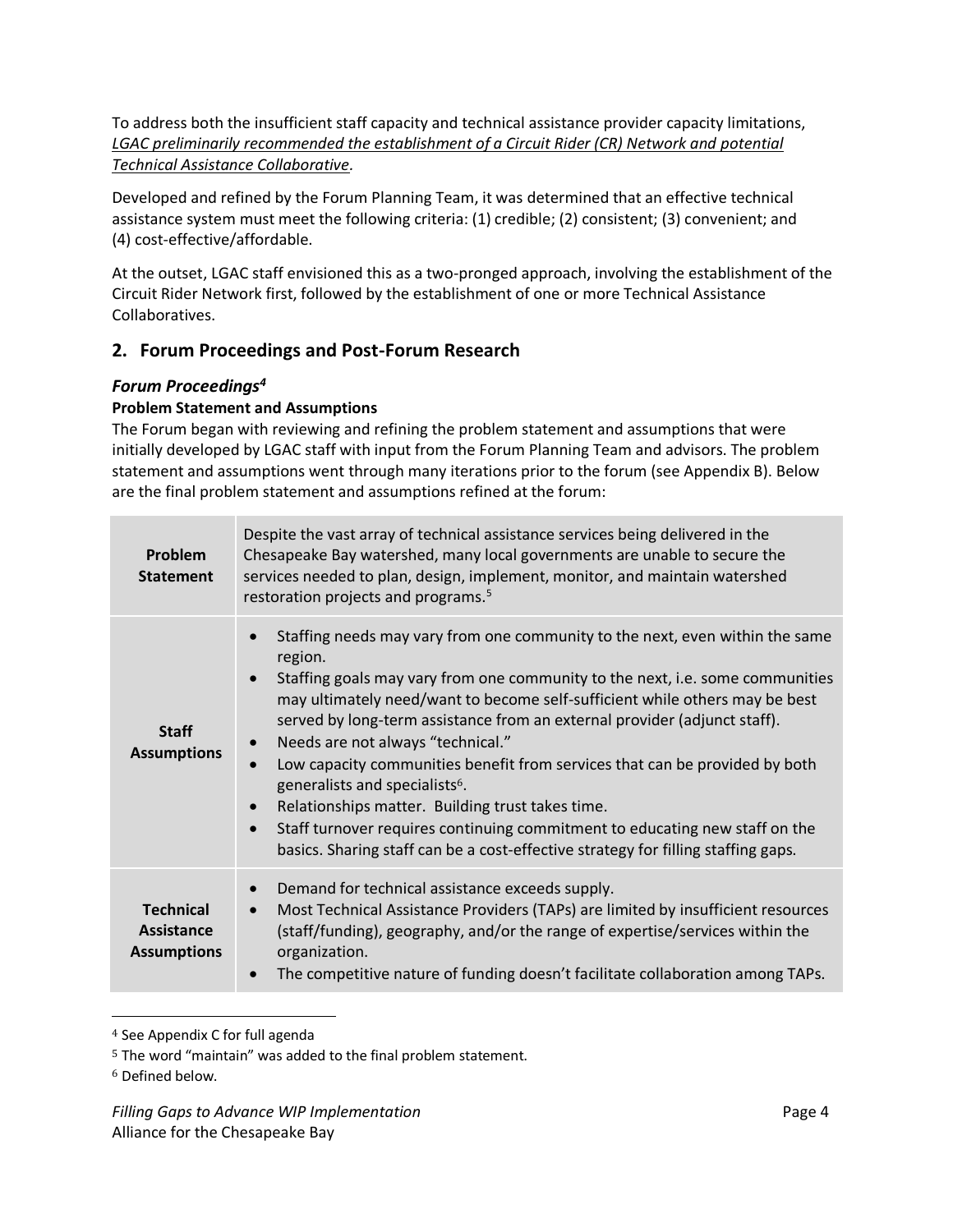To address both the insufficient staff capacity and technical assistance provider capacity limitations, *LGAC preliminarily recommended the establishment of a Circuit Rider (CR) Network and potential Technical Assistance Collaborative*.

Developed and refined by the Forum Planning Team, it was determined that an effective technical assistance system must meet the following criteria: (1) credible; (2) consistent; (3) convenient; and (4) cost-effective/affordable.

At the outset, LGAC staff envisioned this as a two-pronged approach, involving the establishment of the Circuit Rider Network first, followed by the establishment of one or more Technical Assistance Collaboratives.

## 2. Forum Proceedings and Post-Forum Research

### *Forum Proceedings*[4]

**Problem Statement and Assumptions**

The Forum began with reviewing and refining the problem statement and assumptions that were initially developed by LGAC staff with input from the Forum Planning Team and advisors. The problem statement and assumptions went through many iterations prior to the forum (see Appendix B). Below are the final problem statement and assumptions refined at the forum:

| | |
|---|---|
| **Problem Statement** | Despite the vast array of technical assistance services being delivered in the Chesapeake Bay watershed, many local governments are unable to secure the services needed to plan, design, implement, monitor, and maintain watershed restoration projects and programs.[5] |
| **Staff Assumptions** | • Staffing needs may vary from one community to the next, even within the same region.<br>• Staffing goals may vary from one community to the next, i.e. some communities may ultimately need/want to become self-sufficient while others may be best served by long-term assistance from an external provider (adjunct staff).<br>• Needs are not always "technical."<br>• Low capacity communities benefit from services that can be provided by both generalists and specialists[6].<br>• Relationships matter. Building trust takes time.<br>• Staff turnover requires continuing commitment to educating new staff on the basics. Sharing staff can be a cost-effective strategy for filling staffing gaps. |
| **Technical Assistance Assumptions** | • Demand for technical assistance exceeds supply.<br>• Most Technical Assistance Providers (TAPs) are limited by insufficient resources (staff/funding), geography, and/or the range of expertise/services within the organization.<br>• The competitive nature of funding doesn't facilitate collaboration among TAPs. |

[4] See Appendix C for full agenda

[5] The word "maintain" was added to the final problem statement.

[6] Defined below.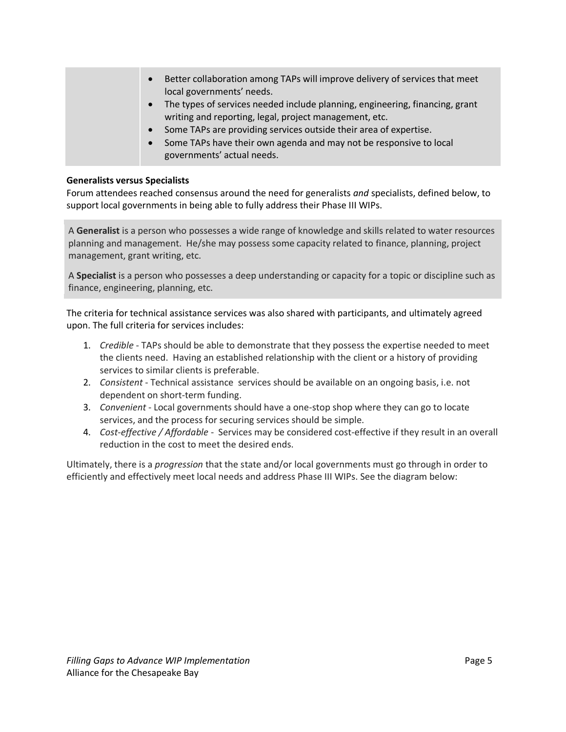| | |
|---|---|
| | • Better collaboration among TAPs will improve delivery of services that meet local governments' needs.<br>• The types of services needed include planning, engineering, financing, grant writing and reporting, legal, project management, etc.<br>• Some TAPs are providing services outside their area of expertise.<br>• Some TAPs have their own agenda and may not be responsive to local governments' actual needs. |

**Generalists versus Specialists**

Forum attendees reached consensus around the need for generalists *and* specialists, defined below, to support local governments in being able to fully address their Phase III WIPs.

A **Generalist** is a person who possesses a wide range of knowledge and skills related to water resources planning and management. He/she may possess some capacity related to finance, planning, project management, grant writing, etc.

A **Specialist** is a person who possesses a deep understanding or capacity for a topic or discipline such as finance, engineering, planning, etc.

The criteria for technical assistance services was also shared with participants, and ultimately agreed upon. The full criteria for services includes:

1. *Credible* - TAPs should be able to demonstrate that they possess the expertise needed to meet the clients need. Having an established relationship with the client or a history of providing services to similar clients is preferable.
2. *Consistent* - Technical assistance services should be available on an ongoing basis, i.e. not dependent on short-term funding.
3. *Convenient* - Local governments should have a one-stop shop where they can go to locate services, and the process for securing services should be simple.
4. *Cost-effective / Affordable* - Services may be considered cost-effective if they result in an overall reduction in the cost to meet the desired ends.

Ultimately, there is a *progression* that the state and/or local governments must go through in order to efficiently and effectively meet local needs and address Phase III WIPs. See the diagram below: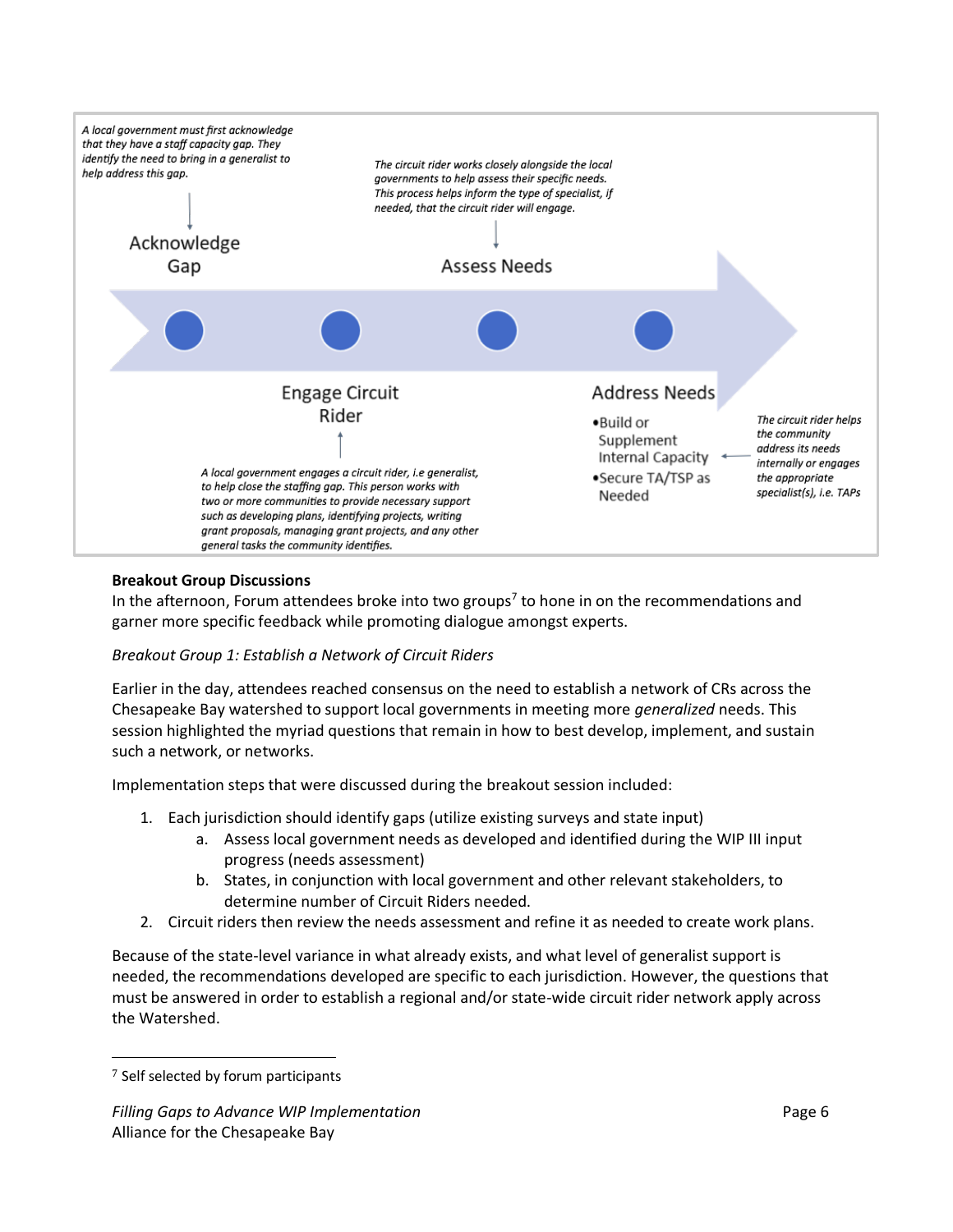A local government must first acknowledge that they have a staff capacity gap. They identify the need to bring in a generalist to help address this gap.

Acknowledge Gap

The circuit rider works closely alongside the local governments to help assess their specific needs. This process helps inform the type of specialist, if needed, that the circuit rider will engage.

Assess Needs

Engage Circuit Rider

A local government engages a circuit rider, i.e generalist, to help close the staffing gap. This person works with two or more communities to provide necessary support such as developing plans, identifying projects, writing grant proposals, managing grant projects, and any other general tasks the community identifies.

Address Needs

- Build or Supplement Internal Capacity
- Secure TA/TSP as Needed

The circuit rider helps the community address its needs internally or engages the appropriate specialist(s), i.e. TAPs

**Breakout Group Discussions**

In the afternoon, Forum attendees broke into two groups[7] to hone in on the recommendations and garner more specific feedback while promoting dialogue amongst experts.

*Breakout Group 1: Establish a Network of Circuit Riders*

Earlier in the day, attendees reached consensus on the need to establish a network of CRs across the Chesapeake Bay watershed to support local governments in meeting more *generalized* needs. This session highlighted the myriad questions that remain in how to best develop, implement, and sustain such a network, or networks.

Implementation steps that were discussed during the breakout session included:

1. Each jurisdiction should identify gaps (utilize existing surveys and state input)
    a. Assess local government needs as developed and identified during the WIP III input progress (needs assessment)
    b. States, in conjunction with local government and other relevant stakeholders, to determine number of Circuit Riders needed.
2. Circuit riders then review the needs assessment and refine it as needed to create work plans.

Because of the state-level variance in what already exists, and what level of generalist support is needed, the recommendations developed are specific to each jurisdiction. However, the questions that must be answered in order to establish a regional and/or state-wide circuit rider network apply across the Watershed.

[7] Self selected by forum participants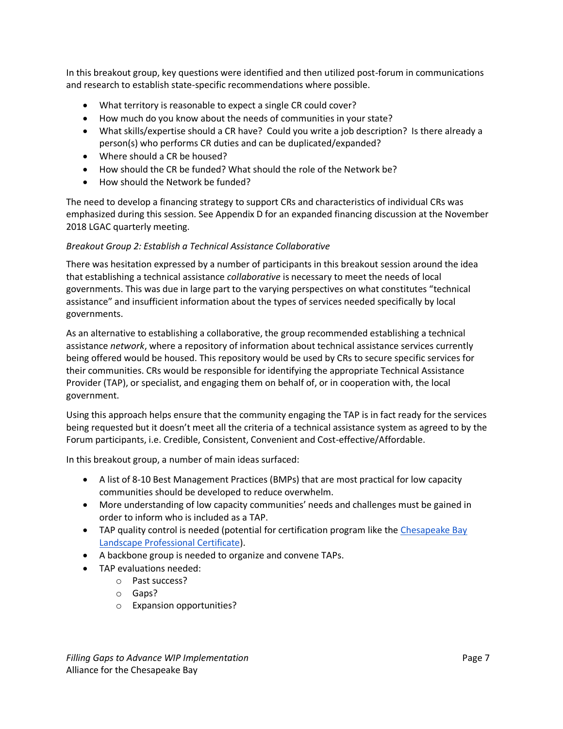In this breakout group, key questions were identified and then utilized post-forum in communications and research to establish state-specific recommendations where possible.

- What territory is reasonable to expect a single CR could cover?
- How much do you know about the needs of communities in your state?
- What skills/expertise should a CR have? Could you write a job description? Is there already a person(s) who performs CR duties and can be duplicated/expanded?
- Where should a CR be housed?
- How should the CR be funded? What should the role of the Network be?
- How should the Network be funded?

The need to develop a financing strategy to support CRs and characteristics of individual CRs was emphasized during this session. See Appendix D for an expanded financing discussion at the November 2018 LGAC quarterly meeting.

*Breakout Group 2: Establish a Technical Assistance Collaborative*

There was hesitation expressed by a number of participants in this breakout session around the idea that establishing a technical assistance *collaborative* is necessary to meet the needs of local governments. This was due in large part to the varying perspectives on what constitutes "technical assistance" and insufficient information about the types of services needed specifically by local governments.

As an alternative to establishing a collaborative, the group recommended establishing a technical assistance *network*, where a repository of information about technical assistance services currently being offered would be housed. This repository would be used by CRs to secure specific services for their communities. CRs would be responsible for identifying the appropriate Technical Assistance Provider (TAP), or specialist, and engaging them on behalf of, or in cooperation with, the local government.

Using this approach helps ensure that the community engaging the TAP is in fact ready for the services being requested but it doesn't meet all the criteria of a technical assistance system as agreed to by the Forum participants, i.e. Credible, Consistent, Convenient and Cost-effective/Affordable.

In this breakout group, a number of main ideas surfaced:

- A list of 8-10 Best Management Practices (BMPs) that are most practical for low capacity communities should be developed to reduce overwhelm.
- More understanding of low capacity communities' needs and challenges must be gained in order to inform who is included as a TAP.
- TAP quality control is needed (potential for certification program like the Chesapeake Bay Landscape Professional Certificate).
- A backbone group is needed to organize and convene TAPs.
- TAP evaluations needed:
    - Past success?
    - Gaps?
    - Expansion opportunities?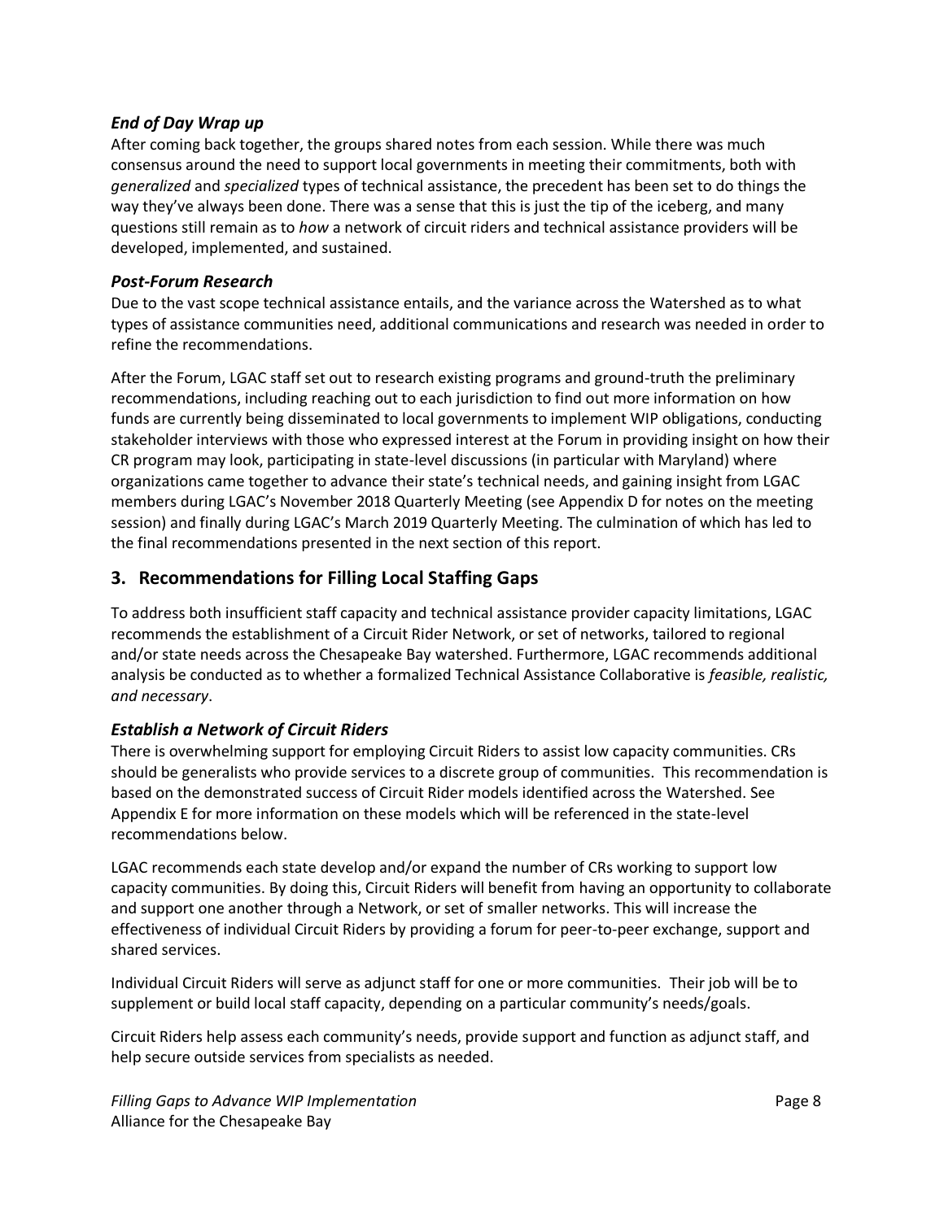### *End of Day Wrap up*

After coming back together, the groups shared notes from each session. While there was much consensus around the need to support local governments in meeting their commitments, both with *generalized* and *specialized* types of technical assistance, the precedent has been set to do things the way they've always been done. There was a sense that this is just the tip of the iceberg, and many questions still remain as to *how* a network of circuit riders and technical assistance providers will be developed, implemented, and sustained.

### *Post-Forum Research*

Due to the vast scope technical assistance entails, and the variance across the Watershed as to what types of assistance communities need, additional communications and research was needed in order to refine the recommendations.

After the Forum, LGAC staff set out to research existing programs and ground-truth the preliminary recommendations, including reaching out to each jurisdiction to find out more information on how funds are currently being disseminated to local governments to implement WIP obligations, conducting stakeholder interviews with those who expressed interest at the Forum in providing insight on how their CR program may look, participating in state-level discussions (in particular with Maryland) where organizations came together to advance their state's technical needs, and gaining insight from LGAC members during LGAC's November 2018 Quarterly Meeting (see Appendix D for notes on the meeting session) and finally during LGAC's March 2019 Quarterly Meeting. The culmination of which has led to the final recommendations presented in the next section of this report.

## 3. Recommendations for Filling Local Staffing Gaps

To address both insufficient staff capacity and technical assistance provider capacity limitations, LGAC recommends the establishment of a Circuit Rider Network, or set of networks, tailored to regional and/or state needs across the Chesapeake Bay watershed. Furthermore, LGAC recommends additional analysis be conducted as to whether a formalized Technical Assistance Collaborative is *feasible, realistic, and necessary*.

### *Establish a Network of Circuit Riders*

There is overwhelming support for employing Circuit Riders to assist low capacity communities. CRs should be generalists who provide services to a discrete group of communities. This recommendation is based on the demonstrated success of Circuit Rider models identified across the Watershed. See Appendix E for more information on these models which will be referenced in the state-level recommendations below.

LGAC recommends each state develop and/or expand the number of CRs working to support low capacity communities. By doing this, Circuit Riders will benefit from having an opportunity to collaborate and support one another through a Network, or set of smaller networks. This will increase the effectiveness of individual Circuit Riders by providing a forum for peer-to-peer exchange, support and shared services.

Individual Circuit Riders will serve as adjunct staff for one or more communities. Their job will be to supplement or build local staff capacity, depending on a particular community's needs/goals.

Circuit Riders help assess each community's needs, provide support and function as adjunct staff, and help secure outside services from specialists as needed.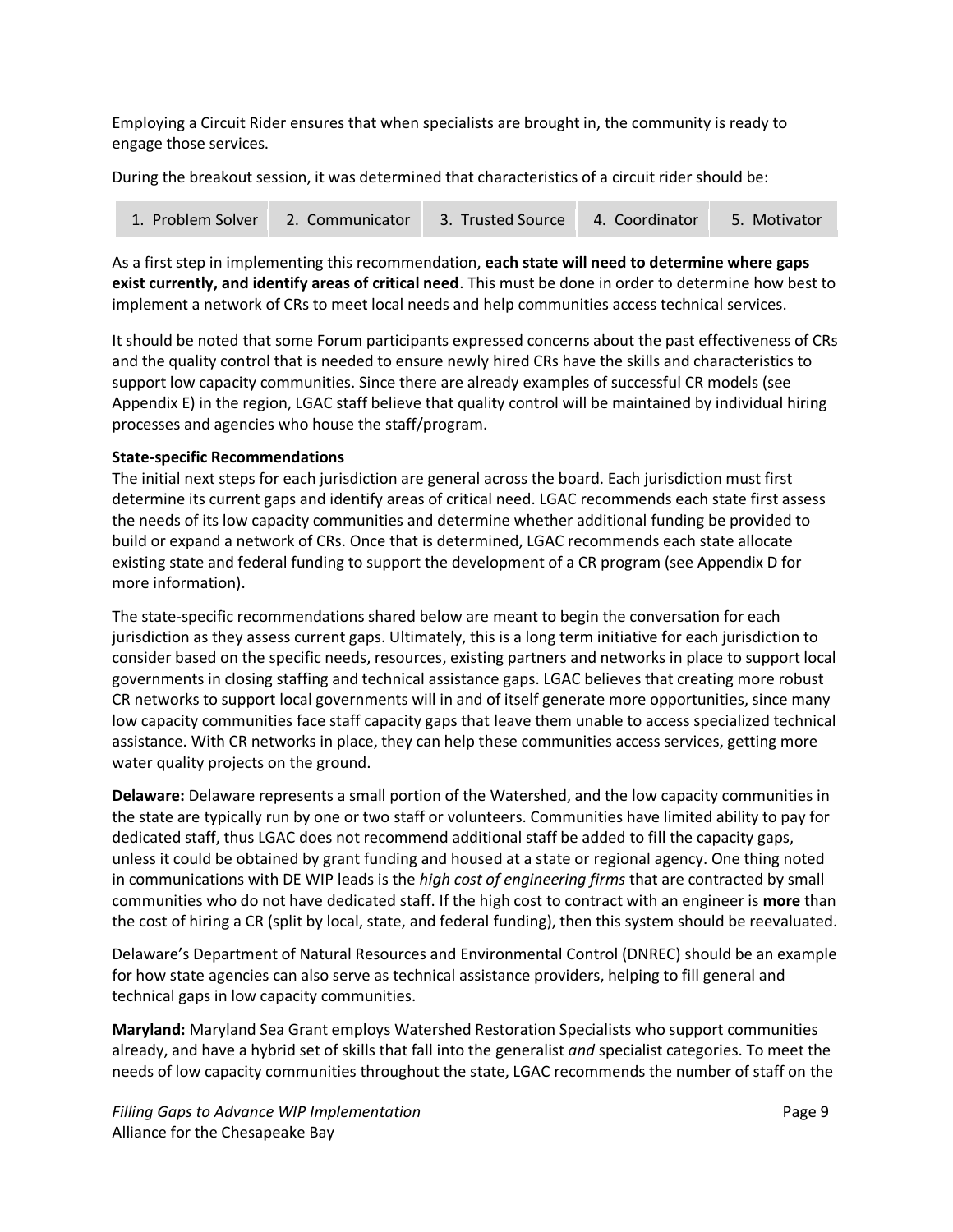Employing a Circuit Rider ensures that when specialists are brought in, the community is ready to engage those services.

During the breakout session, it was determined that characteristics of a circuit rider should be:

| 1. Problem Solver | 2. Communicator | 3. Trusted Source | 4. Coordinator | 5. Motivator |
|---|---|---|---|---|

As a first step in implementing this recommendation, **each state will need to determine where gaps exist currently, and identify areas of critical need**. This must be done in order to determine how best to implement a network of CRs to meet local needs and help communities access technical services.

It should be noted that some Forum participants expressed concerns about the past effectiveness of CRs and the quality control that is needed to ensure newly hired CRs have the skills and characteristics to support low capacity communities. Since there are already examples of successful CR models (see Appendix E) in the region, LGAC staff believe that quality control will be maintained by individual hiring processes and agencies who house the staff/program.

**State-specific Recommendations**

The initial next steps for each jurisdiction are general across the board. Each jurisdiction must first determine its current gaps and identify areas of critical need. LGAC recommends each state first assess the needs of its low capacity communities and determine whether additional funding be provided to build or expand a network of CRs. Once that is determined, LGAC recommends each state allocate existing state and federal funding to support the development of a CR program (see Appendix D for more information).

The state-specific recommendations shared below are meant to begin the conversation for each jurisdiction as they assess current gaps. Ultimately, this is a long term initiative for each jurisdiction to consider based on the specific needs, resources, existing partners and networks in place to support local governments in closing staffing and technical assistance gaps. LGAC believes that creating more robust CR networks to support local governments will in and of itself generate more opportunities, since many low capacity communities face staff capacity gaps that leave them unable to access specialized technical assistance. With CR networks in place, they can help these communities access services, getting more water quality projects on the ground.

**Delaware:** Delaware represents a small portion of the Watershed, and the low capacity communities in the state are typically run by one or two staff or volunteers. Communities have limited ability to pay for dedicated staff, thus LGAC does not recommend additional staff be added to fill the capacity gaps, unless it could be obtained by grant funding and housed at a state or regional agency. One thing noted in communications with DE WIP leads is the *high cost of engineering firms* that are contracted by small communities who do not have dedicated staff. If the high cost to contract with an engineer is **more** than the cost of hiring a CR (split by local, state, and federal funding), then this system should be reevaluated.

Delaware's Department of Natural Resources and Environmental Control (DNREC) should be an example for how state agencies can also serve as technical assistance providers, helping to fill general and technical gaps in low capacity communities.

**Maryland:** Maryland Sea Grant employs Watershed Restoration Specialists who support communities already, and have a hybrid set of skills that fall into the generalist *and* specialist categories. To meet the needs of low capacity communities throughout the state, LGAC recommends the number of staff on the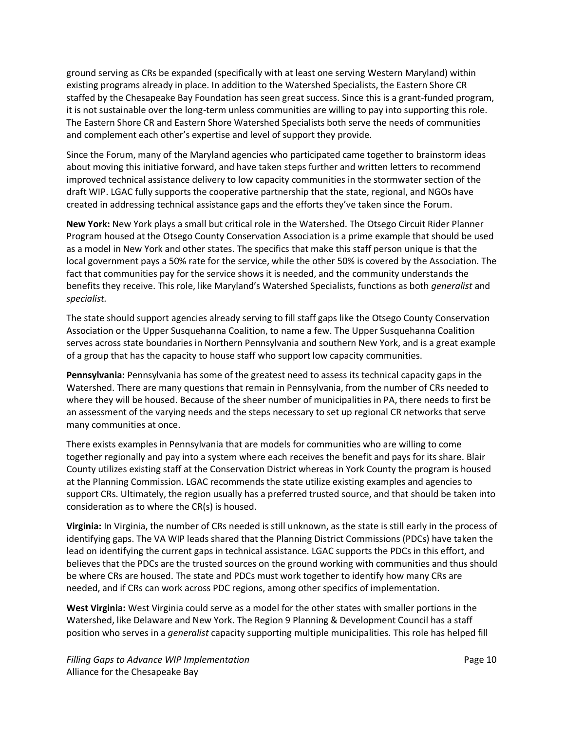ground serving as CRs be expanded (specifically with at least one serving Western Maryland) within existing programs already in place. In addition to the Watershed Specialists, the Eastern Shore CR staffed by the Chesapeake Bay Foundation has seen great success. Since this is a grant-funded program, it is not sustainable over the long-term unless communities are willing to pay into supporting this role. The Eastern Shore CR and Eastern Shore Watershed Specialists both serve the needs of communities and complement each other's expertise and level of support they provide.

Since the Forum, many of the Maryland agencies who participated came together to brainstorm ideas about moving this initiative forward, and have taken steps further and written letters to recommend improved technical assistance delivery to low capacity communities in the stormwater section of the draft WIP. LGAC fully supports the cooperative partnership that the state, regional, and NGOs have created in addressing technical assistance gaps and the efforts they've taken since the Forum.

**New York:** New York plays a small but critical role in the Watershed. The Otsego Circuit Rider Planner Program housed at the Otsego County Conservation Association is a prime example that should be used as a model in New York and other states. The specifics that make this staff person unique is that the local government pays a 50% rate for the service, while the other 50% is covered by the Association. The fact that communities pay for the service shows it is needed, and the community understands the benefits they receive. This role, like Maryland's Watershed Specialists, functions as both *generalist* and *specialist.*

The state should support agencies already serving to fill staff gaps like the Otsego County Conservation Association or the Upper Susquehanna Coalition, to name a few. The Upper Susquehanna Coalition serves across state boundaries in Northern Pennsylvania and southern New York, and is a great example of a group that has the capacity to house staff who support low capacity communities.

**Pennsylvania:** Pennsylvania has some of the greatest need to assess its technical capacity gaps in the Watershed. There are many questions that remain in Pennsylvania, from the number of CRs needed to where they will be housed. Because of the sheer number of municipalities in PA, there needs to first be an assessment of the varying needs and the steps necessary to set up regional CR networks that serve many communities at once.

There exists examples in Pennsylvania that are models for communities who are willing to come together regionally and pay into a system where each receives the benefit and pays for its share. Blair County utilizes existing staff at the Conservation District whereas in York County the program is housed at the Planning Commission. LGAC recommends the state utilize existing examples and agencies to support CRs. Ultimately, the region usually has a preferred trusted source, and that should be taken into consideration as to where the CR(s) is housed.

**Virginia:** In Virginia, the number of CRs needed is still unknown, as the state is still early in the process of identifying gaps. The VA WIP leads shared that the Planning District Commissions (PDCs) have taken the lead on identifying the current gaps in technical assistance. LGAC supports the PDCs in this effort, and believes that the PDCs are the trusted sources on the ground working with communities and thus should be where CRs are housed. The state and PDCs must work together to identify how many CRs are needed, and if CRs can work across PDC regions, among other specifics of implementation.

**West Virginia:** West Virginia could serve as a model for the other states with smaller portions in the Watershed, like Delaware and New York. The Region 9 Planning & Development Council has a staff position who serves in a *generalist* capacity supporting multiple municipalities. This role has helped fill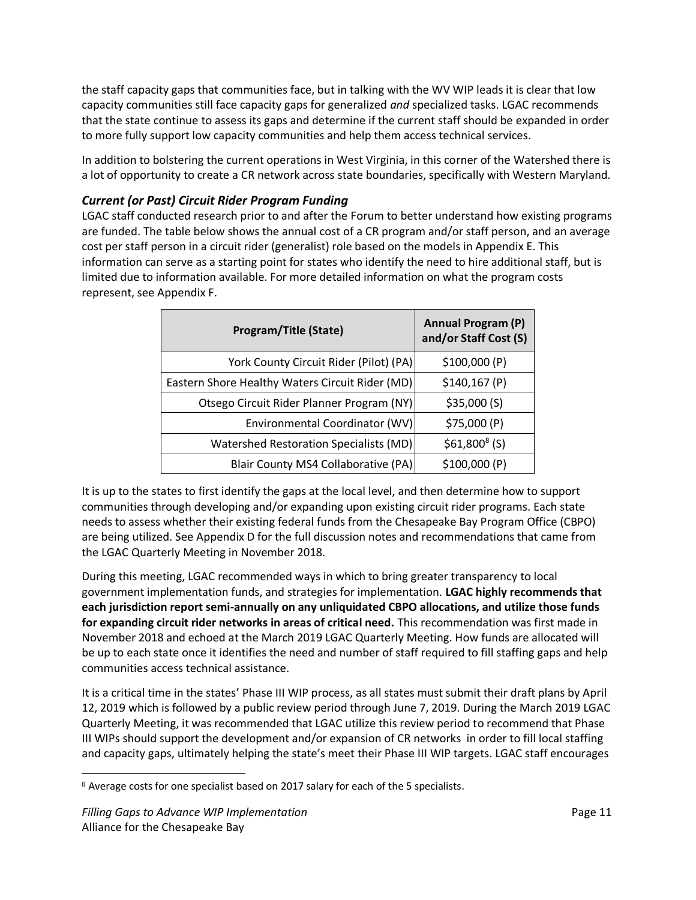the staff capacity gaps that communities face, but in talking with the WV WIP leads it is clear that low capacity communities still face capacity gaps for generalized *and* specialized tasks. LGAC recommends that the state continue to assess its gaps and determine if the current staff should be expanded in order to more fully support low capacity communities and help them access technical services.

In addition to bolstering the current operations in West Virginia, in this corner of the Watershed there is a lot of opportunity to create a CR network across state boundaries, specifically with Western Maryland.

### *Current (or Past) Circuit Rider Program Funding*

LGAC staff conducted research prior to and after the Forum to better understand how existing programs are funded. The table below shows the annual cost of a CR program and/or staff person, and an average cost per staff person in a circuit rider (generalist) role based on the models in Appendix E. This information can serve as a starting point for states who identify the need to hire additional staff, but is limited due to information available. For more detailed information on what the program costs represent, see Appendix F.

| Program/Title (State) | Annual Program (P) and/or Staff Cost (S) |
|---|---|
| York County Circuit Rider (Pilot) (PA) | $100,000 (P) |
| Eastern Shore Healthy Waters Circuit Rider (MD) | $140,167 (P) |
| Otsego Circuit Rider Planner Program (NY) | $35,000 (S) |
| Environmental Coordinator (WV) | $75,000 (P) |
| Watershed Restoration Specialists (MD) | $61,800[8] (S) |
| Blair County MS4 Collaborative (PA) | $100,000 (P) |

It is up to the states to first identify the gaps at the local level, and then determine how to support communities through developing and/or expanding upon existing circuit rider programs. Each state needs to assess whether their existing federal funds from the Chesapeake Bay Program Office (CBPO) are being utilized. See Appendix D for the full discussion notes and recommendations that came from the LGAC Quarterly Meeting in November 2018.

During this meeting, LGAC recommended ways in which to bring greater transparency to local government implementation funds, and strategies for implementation. **LGAC highly recommends that each jurisdiction report semi-annually on any unliquidated CBPO allocations, and utilize those funds for expanding circuit rider networks in areas of critical need.** This recommendation was first made in November 2018 and echoed at the March 2019 LGAC Quarterly Meeting. How funds are allocated will be up to each state once it identifies the need and number of staff required to fill staffing gaps and help communities access technical assistance.

It is a critical time in the states' Phase III WIP process, as all states must submit their draft plans by April 12, 2019 which is followed by a public review period through June 7, 2019. During the March 2019 LGAC Quarterly Meeting, it was recommended that LGAC utilize this review period to recommend that Phase III WIPs should support the development and/or expansion of CR networks in order to fill local staffing and capacity gaps, ultimately helping the state's meet their Phase III WIP targets. LGAC staff encourages

[8] Average costs for one specialist based on 2017 salary for each of the 5 specialists.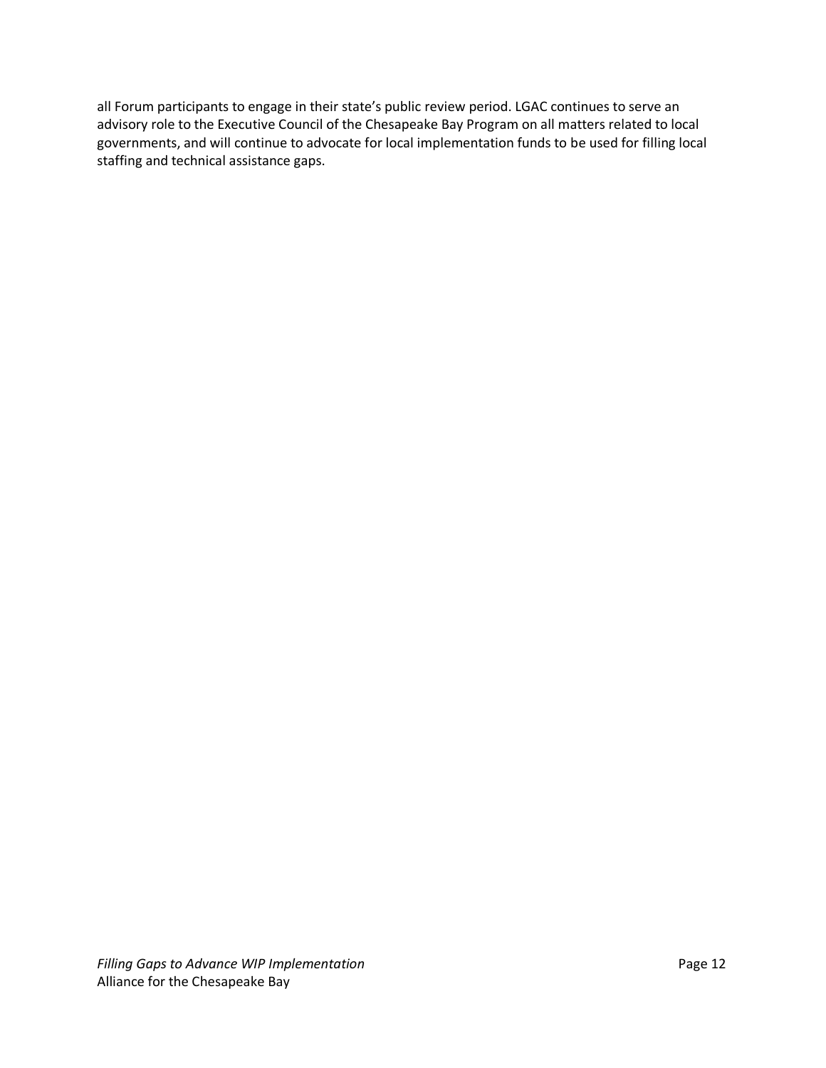all Forum participants to engage in their state's public review period. LGAC continues to serve an advisory role to the Executive Council of the Chesapeake Bay Program on all matters related to local governments, and will continue to advocate for local implementation funds to be used for filling local staffing and technical assistance gaps.